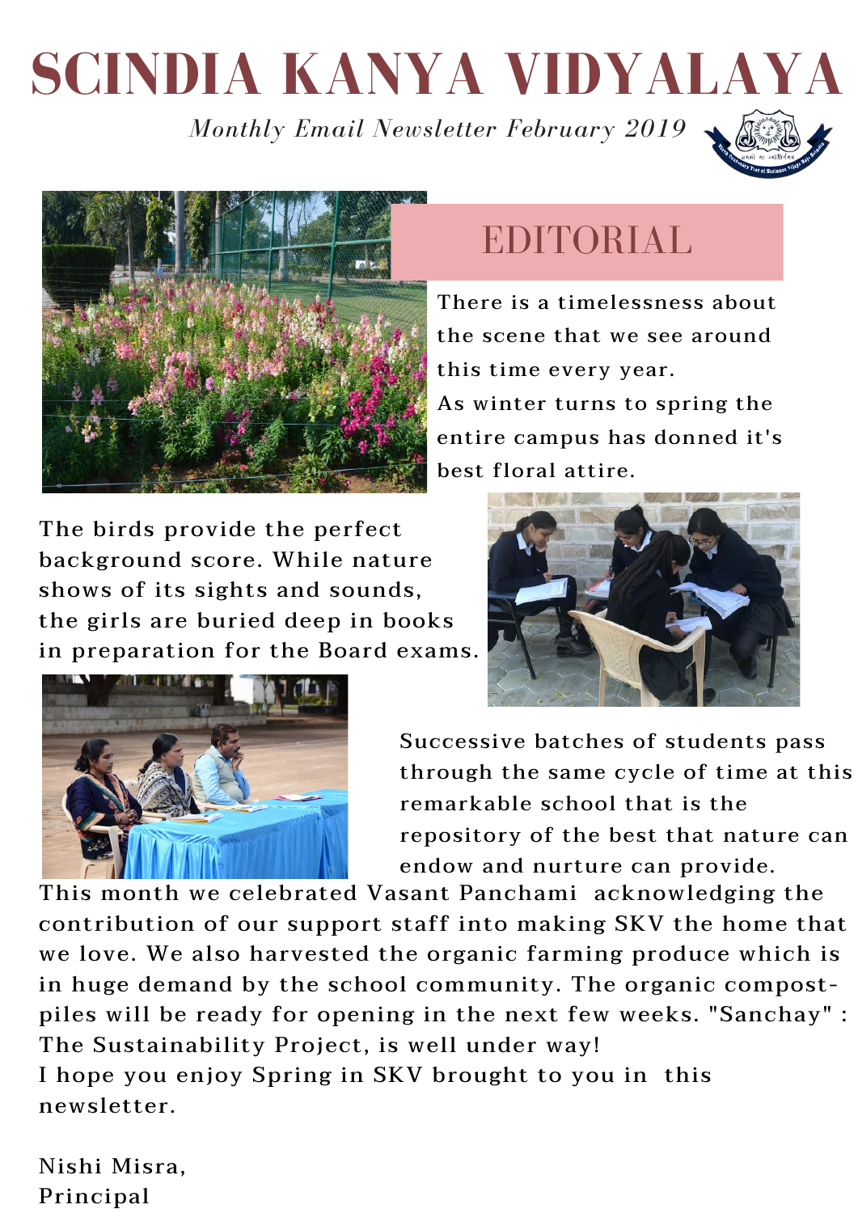# SCINDIA KANYA VIDYALAYA

*Monthly Email Newsletter February 2019*

## EDITORIAL

There is a timelessness about the scene that we see around this time every year.
As winter turns to spring the entire campus has donned it's best floral attire.

The birds provide the perfect background score. While nature shows of its sights and sounds, the girls are buried deep in books in preparation for the Board exams.

Successive batches of students pass through the same cycle of time at this remarkable school that is the repository of the best that nature can endow and nurture can provide.

This month we celebrated Vasant Panchami acknowledging the contribution of our support staff into making SKV the home that we love. We also harvested the organic farming produce which is in huge demand by the school community. The organic compost-piles will be ready for opening in the next few weeks. "Sanchay" : The Sustainability Project, is well under way!
I hope you enjoy Spring in SKV brought to you in this newsletter.

Nishi Misra,
Principal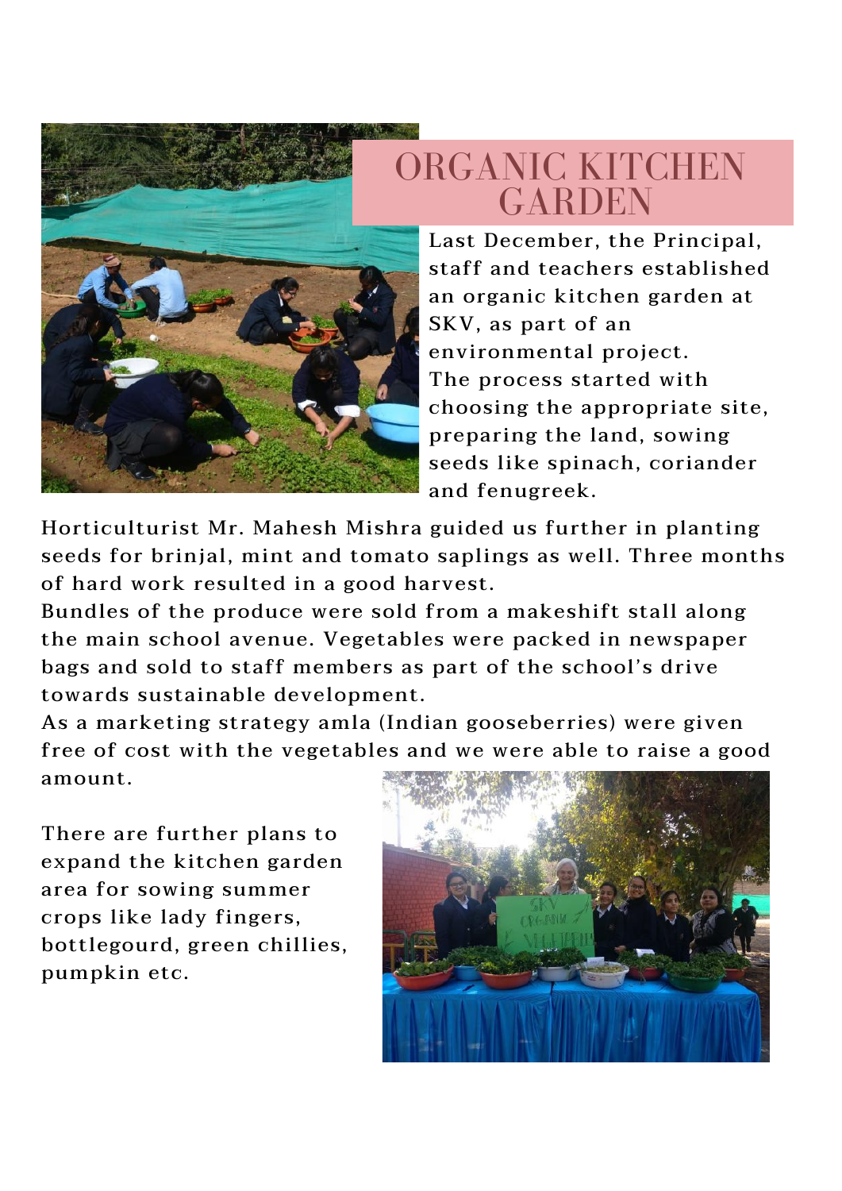# ORGANIC KITCHEN GARDEN

Last December, the Principal, staff and teachers established an organic kitchen garden at SKV, as part of an environmental project.
The process started with choosing the appropriate site, preparing the land, sowing seeds like spinach, coriander and fenugreek.

Horticulturist Mr. Mahesh Mishra guided us further in planting seeds for brinjal, mint and tomato saplings as well. Three months of hard work resulted in a good harvest.
Bundles of the produce were sold from a makeshift stall along the main school avenue. Vegetables were packed in newspaper bags and sold to staff members as part of the school's drive towards sustainable development.
As a marketing strategy amla (Indian gooseberries) were given free of cost with the vegetables and we were able to raise a good amount.

There are further plans to expand the kitchen garden area for sowing summer crops like lady fingers, bottlegourd, green chillies, pumpkin etc.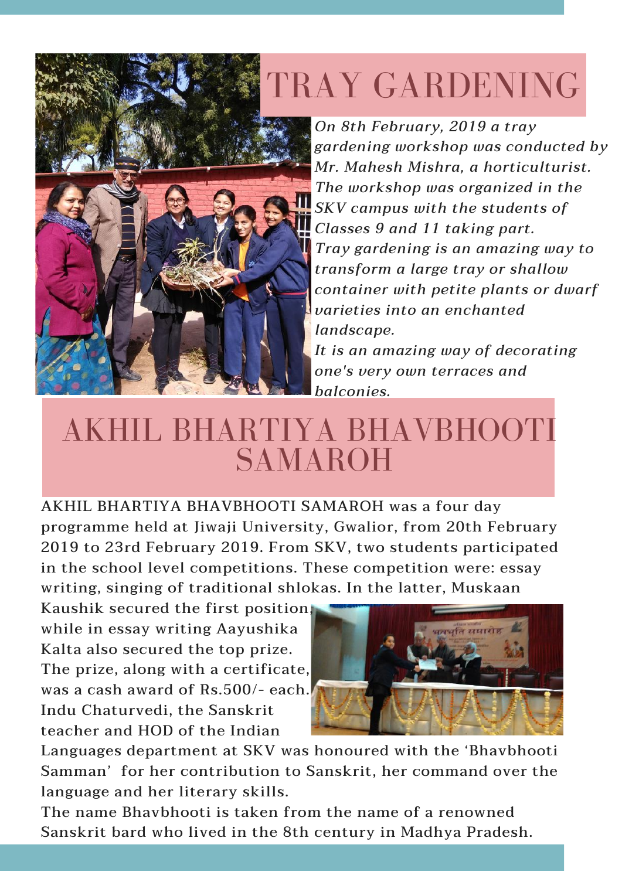# TRAY GARDENING

*On 8th February, 2019 a tray gardening workshop was conducted by Mr. Mahesh Mishra, a horticulturist. The workshop was organized in the SKV campus with the students of Classes 9 and 11 taking part.*

*Tray gardening is an amazing way to transform a large tray or shallow container with petite plants or dwarf varieties into an enchanted landscape.*

*It is an amazing way of decorating one's very own terraces and balconies.*

# AKHIL BHARTIYA BHAVBHOOTI SAMAROH

AKHIL BHARTIYA BHAVBHOOTI SAMAROH was a four day programme held at Jiwaji University, Gwalior, from 20th February 2019 to 23rd February 2019. From SKV, two students participated in the school level competitions. These competition were: essay writing, singing of traditional shlokas. In the latter, Muskaan Kaushik secured the first position, while in essay writing Aayushika Kalta also secured the top prize. The prize, along with a certificate, was a cash award of Rs.500/- each. Indu Chaturvedi, the Sanskrit teacher and HOD of the Indian Languages department at SKV was honoured with the 'Bhavbhooti Samman' for her contribution to Sanskrit, her command over the language and her literary skills.

The name Bhavbhooti is taken from the name of a renowned Sanskrit bard who lived in the 8th century in Madhya Pradesh.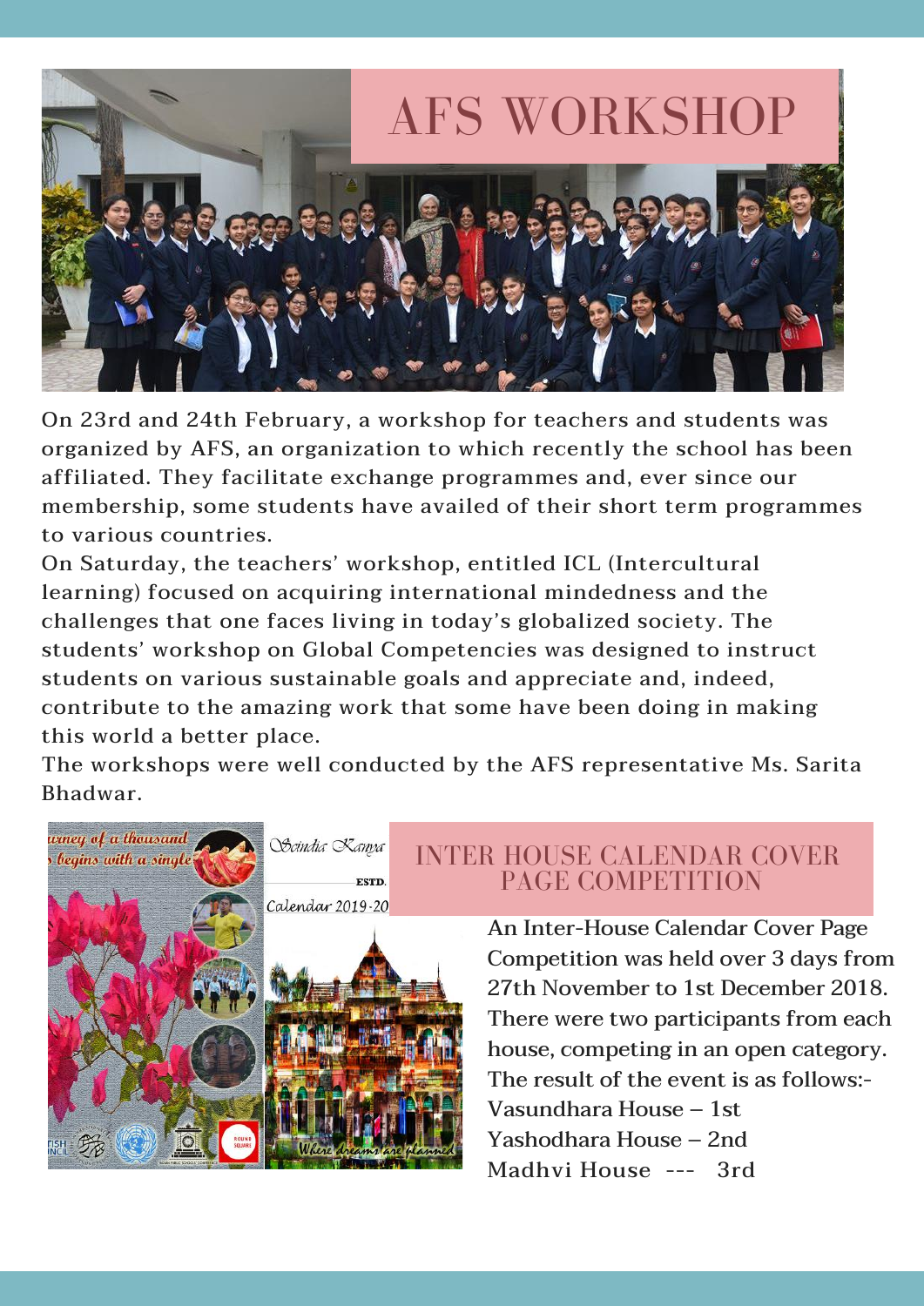# AFS WORKSHOP

On 23rd and 24th February, a workshop for teachers and students was organized by AFS, an organization to which recently the school has been affiliated. They facilitate exchange programmes and, ever since our membership, some students have availed of their short term programmes to various countries.

On Saturday, the teachers' workshop, entitled ICL (Intercultural learning) focused on acquiring international mindedness and the challenges that one faces living in today's globalized society. The students' workshop on Global Competencies was designed to instruct students on various sustainable goals and appreciate and, indeed, contribute to the amazing work that some have been doing in making this world a better place.

The workshops were well conducted by the AFS representative Ms. Sarita Bhadwar.

# INTER HOUSE CALENDAR COVER PAGE COMPETITION

An Inter-House Calendar Cover Page Competition was held over 3 days from 27th November to 1st December 2018. There were two participants from each house, competing in an open category. The result of the event is as follows:-

Vasundhara House – 1st
Yashodhara House – 2nd
Madhvi House --- 3rd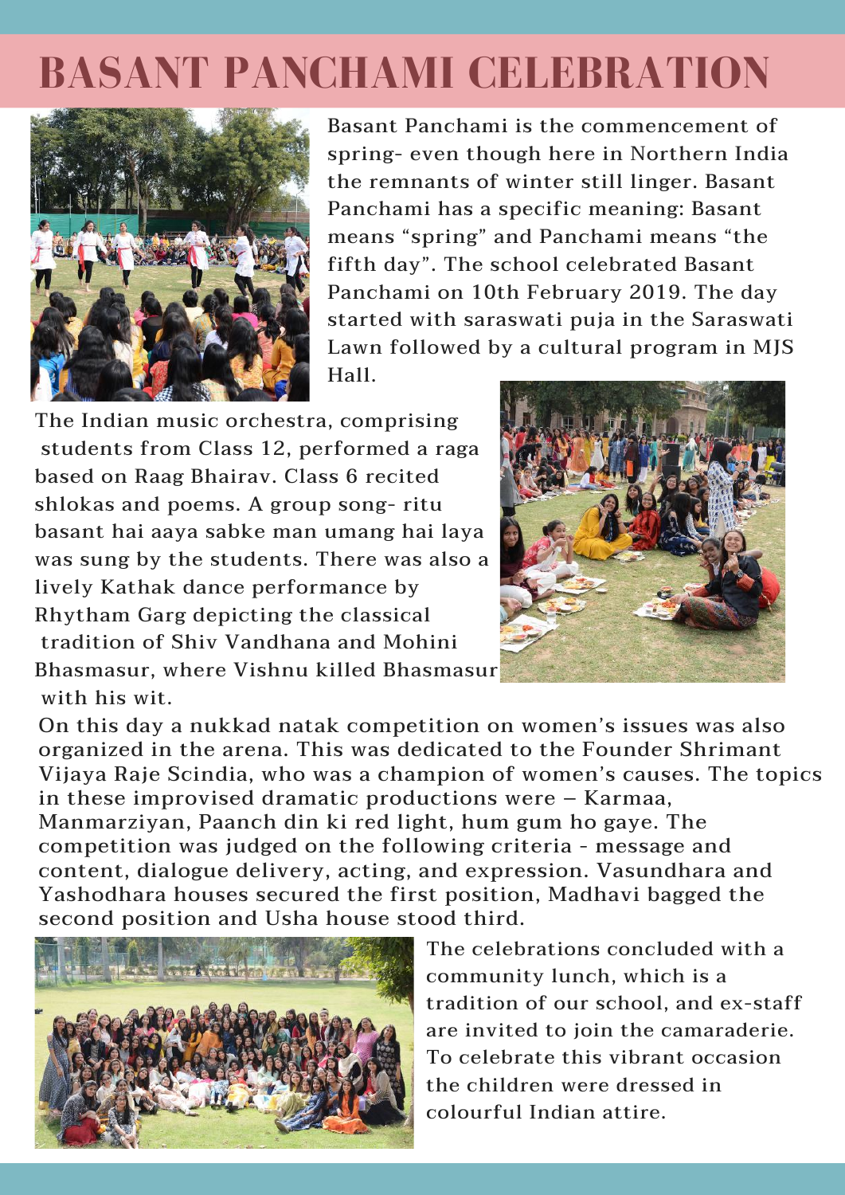# BASANT PANCHAMI CELEBRATION

Basant Panchami is the commencement of spring- even though here in Northern India the remnants of winter still linger. Basant Panchami has a specific meaning: Basant means "spring" and Panchami means "the fifth day". The school celebrated Basant Panchami on 10th February 2019. The day started with saraswati puja in the Saraswati Lawn followed by a cultural program in MJS Hall.

The Indian music orchestra, comprising students from Class 12, performed a raga based on Raag Bhairav. Class 6 recited shlokas and poems. A group song- ritu basant hai aaya sabke man umang hai laya was sung by the students. There was also a lively Kathak dance performance by Rhytham Garg depicting the classical tradition of Shiv Vandhana and Mohini Bhasmasur, where Vishnu killed Bhasmasur with his wit.

On this day a nukkad natak competition on women's issues was also organized in the arena. This was dedicated to the Founder Shrimant Vijaya Raje Scindia, who was a champion of women's causes. The topics in these improvised dramatic productions were – Karmaa, Manmarziyan, Paanch din ki red light, hum gum ho gaye. The competition was judged on the following criteria - message and content, dialogue delivery, acting, and expression. Vasundhara and Yashodhara houses secured the first position, Madhavi bagged the second position and Usha house stood third.

The celebrations concluded with a community lunch, which is a tradition of our school, and ex-staff are invited to join the camaraderie. To celebrate this vibrant occasion the children were dressed in colourful Indian attire.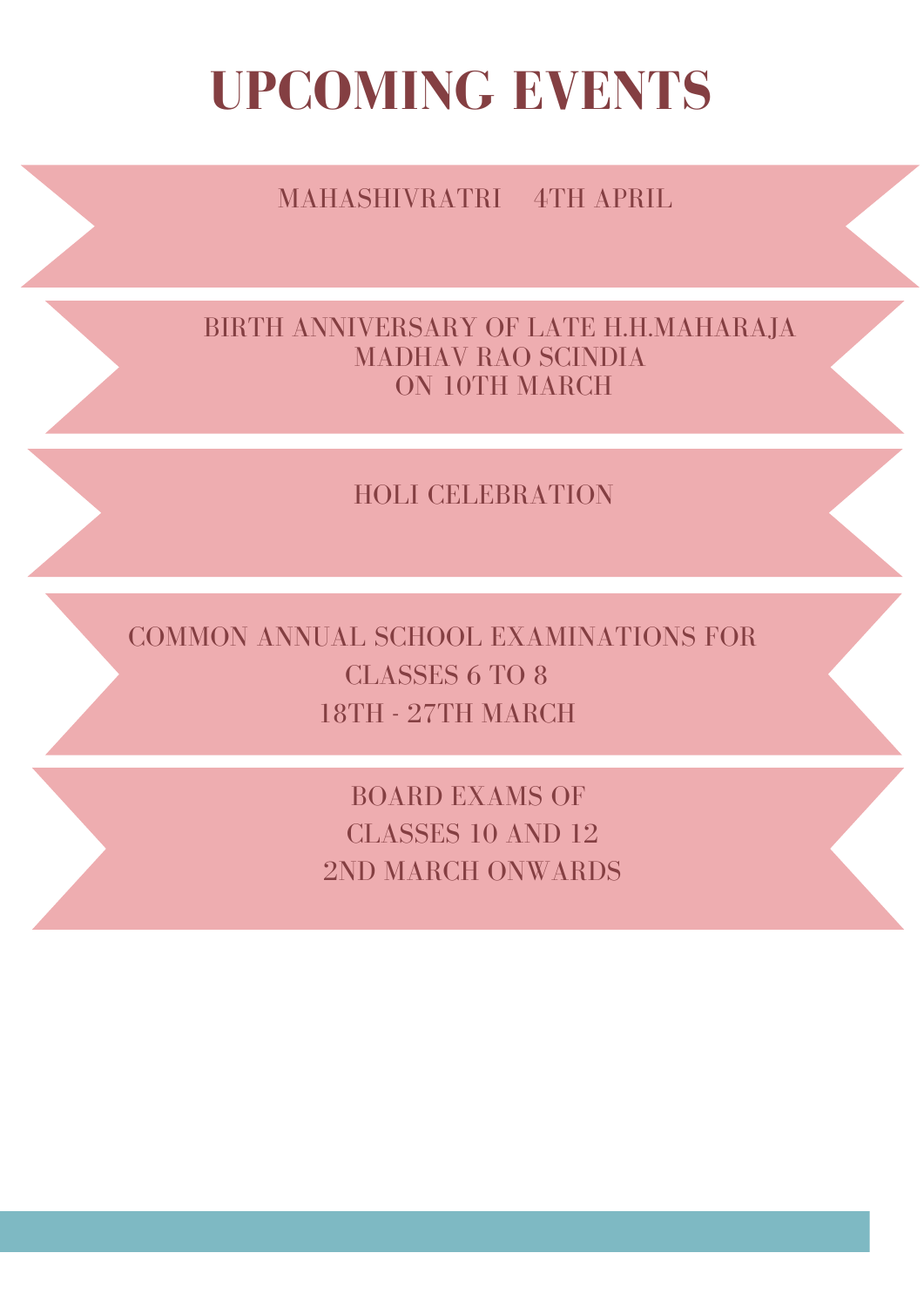# UPCOMING EVENTS

MAHASHIVRATRI 4TH APRIL

BIRTH ANNIVERSARY OF LATE H.H.MAHARAJA
MADHAV RAO SCINDIA
ON 10TH MARCH

HOLI CELEBRATION

COMMON ANNUAL SCHOOL EXAMINATIONS FOR
CLASSES 6 TO 8
18TH - 27TH MARCH

BOARD EXAMS OF
CLASSES 10 AND 12
2ND MARCH ONWARDS